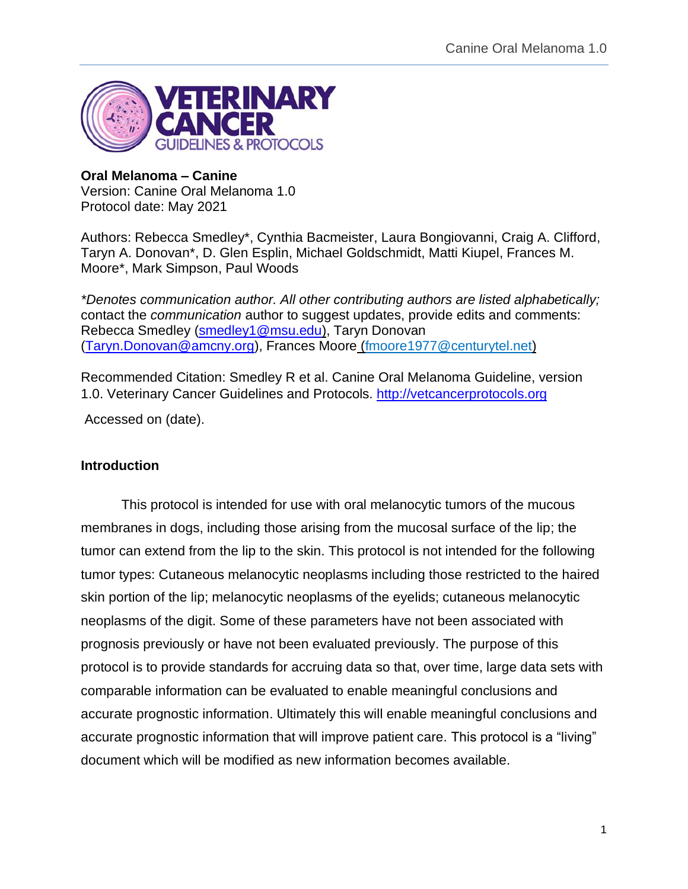**Oral Melanoma – Canine**
Version: Canine Oral Melanoma 1.0
Protocol date: May 2021

Authors: Rebecca Smedley*, Cynthia Bacmeister, Laura Bongiovanni, Craig A. Clifford, Taryn A. Donovan*, D. Glen Esplin, Michael Goldschmidt, Matti Kiupel, Frances M. Moore*, Mark Simpson, Paul Woods

*\*Denotes communication author. All other contributing authors are listed alphabetically;* contact the *communication* author to suggest updates, provide edits and comments: Rebecca Smedley (smedley1@msu.edu), Taryn Donovan (Taryn.Donovan@amcny.org), Frances Moore (fmoore1977@centurytel.net)

Recommended Citation: Smedley R et al. Canine Oral Melanoma Guideline, version 1.0. Veterinary Cancer Guidelines and Protocols. http://vetcancerprotocols.org

Accessed on (date).

## Introduction

This protocol is intended for use with oral melanocytic tumors of the mucous membranes in dogs, including those arising from the mucosal surface of the lip; the tumor can extend from the lip to the skin. This protocol is not intended for the following tumor types: Cutaneous melanocytic neoplasms including those restricted to the haired skin portion of the lip; melanocytic neoplasms of the eyelids; cutaneous melanocytic neoplasms of the digit. Some of these parameters have not been associated with prognosis previously or have not been evaluated previously. The purpose of this protocol is to provide standards for accruing data so that, over time, large data sets with comparable information can be evaluated to enable meaningful conclusions and accurate prognostic information. Ultimately this will enable meaningful conclusions and accurate prognostic information that will improve patient care. This protocol is a "living" document which will be modified as new information becomes available.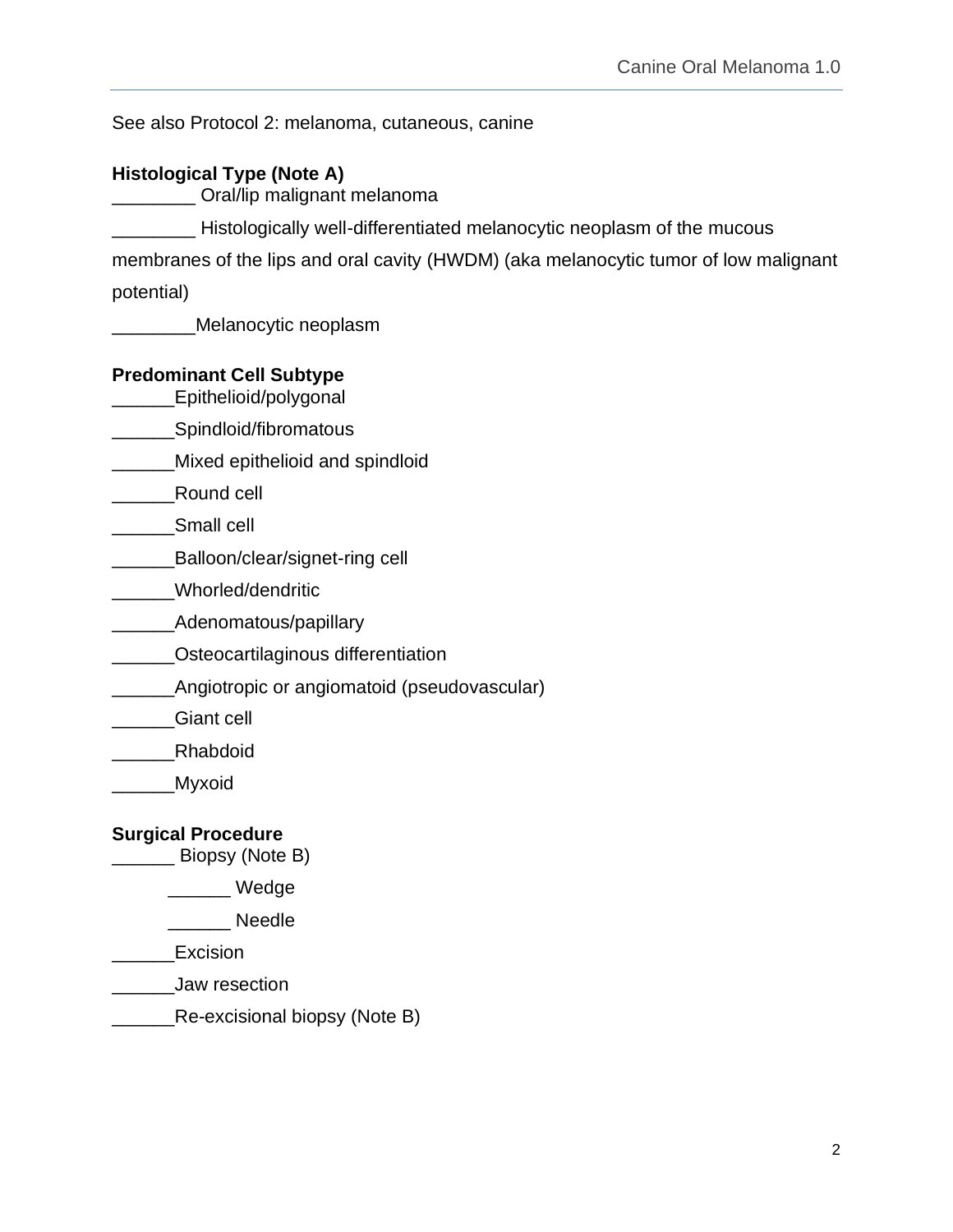See also Protocol 2: melanoma, cutaneous, canine

**Histological Type (Note A)**

________ Oral/lip malignant melanoma

________ Histologically well-differentiated melanocytic neoplasm of the mucous membranes of the lips and oral cavity (HWDM) (aka melanocytic tumor of low malignant potential)

________Melanocytic neoplasm

**Predominant Cell Subtype**

______Epithelioid/polygonal

______Spindloid/fibromatous

______Mixed epithelioid and spindloid

______Round cell

______Small cell

______Balloon/clear/signet-ring cell

______Whorled/dendritic

______Adenomatous/papillary

______Osteocartilaginous differentiation

______Angiotropic or angiomatoid (pseudovascular)

______Giant cell

______Rhabdoid

______Myxoid

**Surgical Procedure**

______ Biopsy (Note B)

    ______ Wedge

    ______ Needle

______Excision

______Jaw resection

______Re-excisional biopsy (Note B)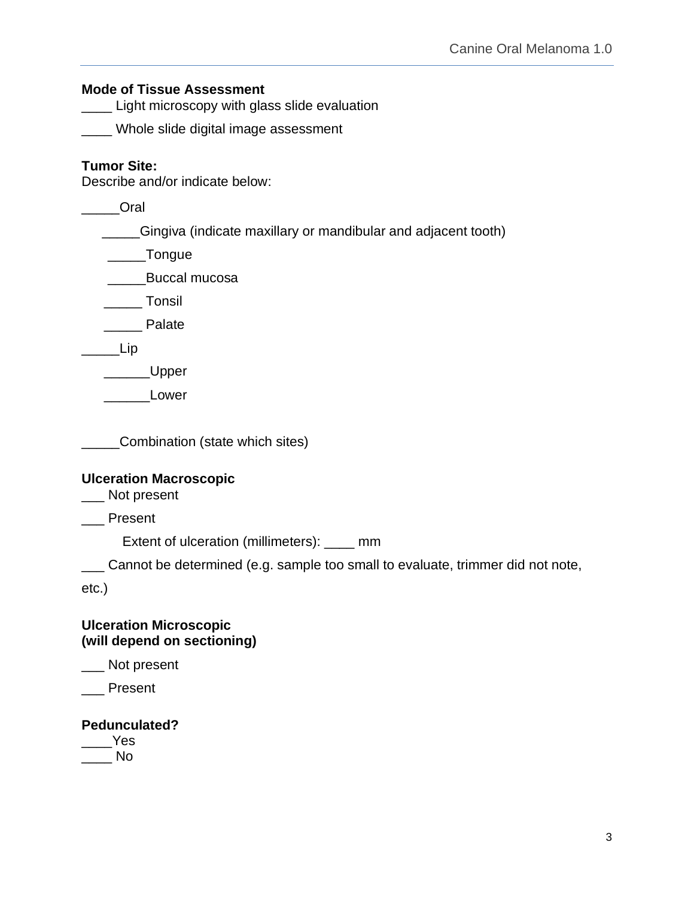**Mode of Tissue Assessment**

____ Light microscopy with glass slide evaluation

____ Whole slide digital image assessment

**Tumor Site:**

Describe and/or indicate below:

_____Oral

    _____Gingiva (indicate maxillary or mandibular and adjacent tooth)

    _____Tongue

    _____Buccal mucosa

    _____ Tonsil

    _____ Palate

_____Lip

    ______Upper

    ______Lower

_____Combination (state which sites)

**Ulceration Macroscopic**

___ Not present

___ Present

    Extent of ulceration (millimeters): ____ mm

___ Cannot be determined (e.g. sample too small to evaluate, trimmer did not note, etc.)

**Ulceration Microscopic**
**(will depend on sectioning)**

___ Not present

___ Present

**Pedunculated?**

____Yes

____ No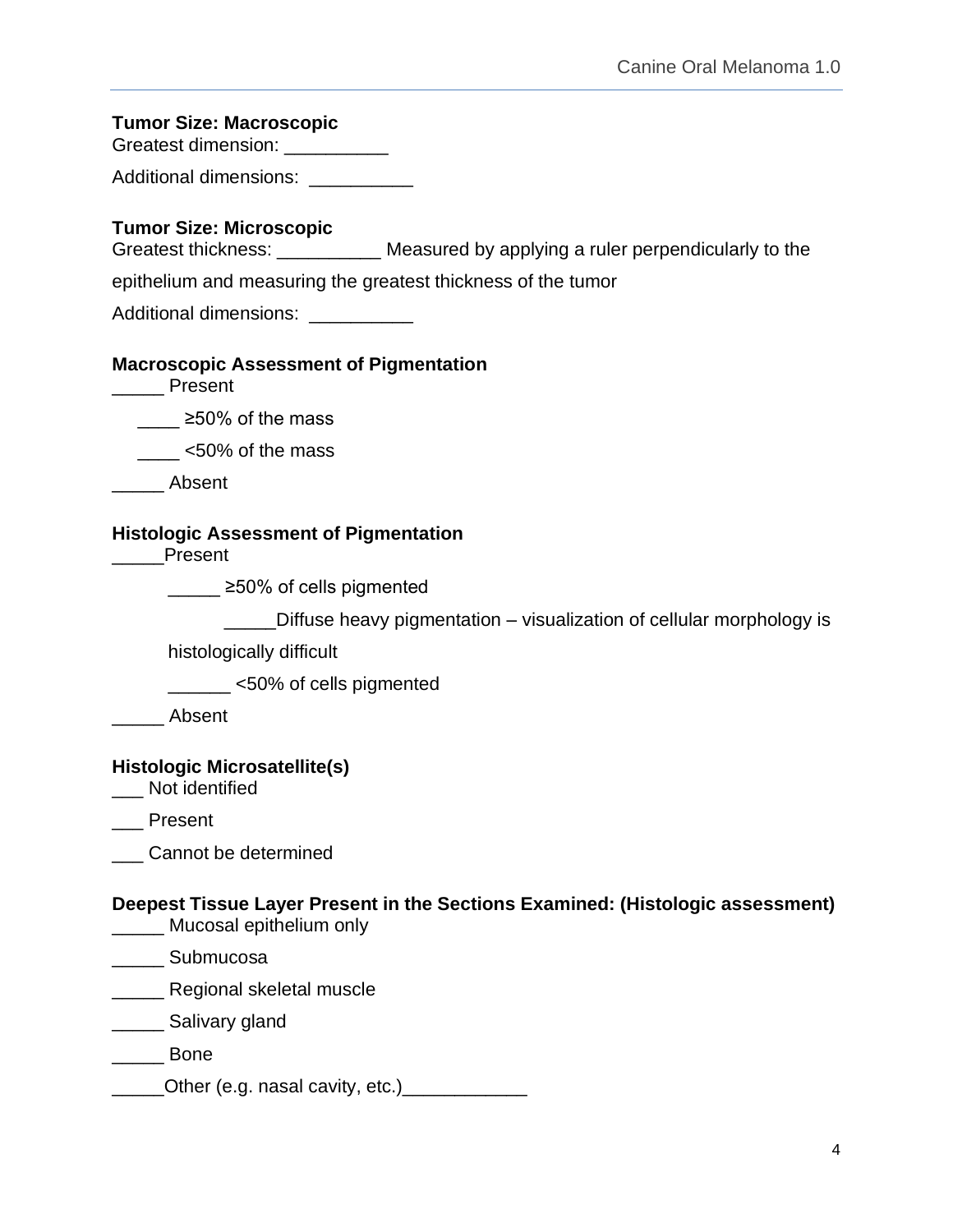**Tumor Size: Macroscopic**

Greatest dimension: __________

Additional dimensions: __________

**Tumor Size: Microscopic**

Greatest thickness: __________ Measured by applying a ruler perpendicularly to the epithelium and measuring the greatest thickness of the tumor

Additional dimensions: __________

**Macroscopic Assessment of Pigmentation**

_____ Present

  ____ ≥50% of the mass

  ____ <50% of the mass

_____ Absent

**Histologic Assessment of Pigmentation**

_____Present

  _____ ≥50% of cells pigmented

    _____Diffuse heavy pigmentation – visualization of cellular morphology is histologically difficult

  ______ <50% of cells pigmented

_____ Absent

**Histologic Microsatellite(s)**

___ Not identified

___ Present

___ Cannot be determined

**Deepest Tissue Layer Present in the Sections Examined: (Histologic assessment)**

_____ Mucosal epithelium only

_____ Submucosa

_____ Regional skeletal muscle

_____ Salivary gland

_____ Bone

_____Other (e.g. nasal cavity, etc.)____________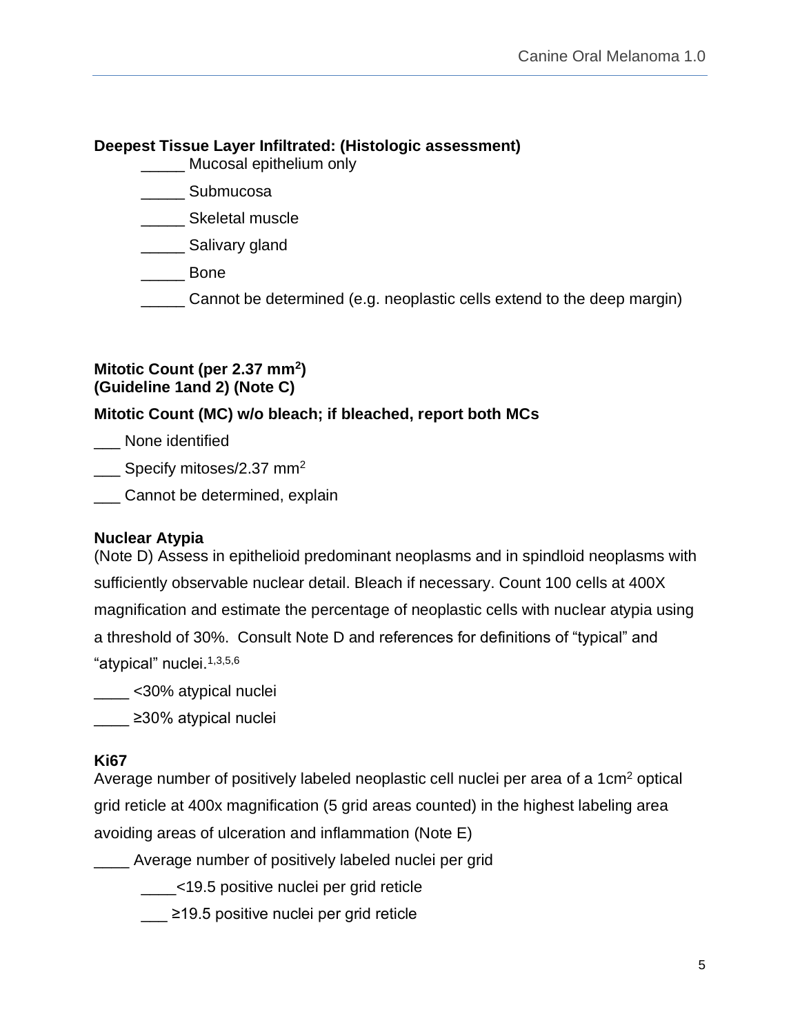**Deepest Tissue Layer Infiltrated: (Histologic assessment)**

_____ Mucosal epithelium only

_____ Submucosa

_____ Skeletal muscle

_____ Salivary gland

_____ Bone

_____ Cannot be determined (e.g. neoplastic cells extend to the deep margin)

**Mitotic Count (per 2.37 mm$^2$)**
**(Guideline 1and 2) (Note C)**

**Mitotic Count (MC) w/o bleach; if bleached, report both MCs**

___ None identified

___ Specify mitoses/2.37 mm$^2$

___ Cannot be determined, explain

**Nuclear Atypia**
(Note D) Assess in epithelioid predominant neoplasms and in spindloid neoplasms with sufficiently observable nuclear detail. Bleach if necessary. Count 100 cells at 400X magnification and estimate the percentage of neoplastic cells with nuclear atypia using a threshold of 30%. Consult Note D and references for definitions of "typical" and "atypical" nuclei.[1,3,5,6]

____ <30% atypical nuclei

____ ≥30% atypical nuclei

**Ki67**
Average number of positively labeled neoplastic cell nuclei per area of a 1cm$^2$ optical grid reticle at 400x magnification (5 grid areas counted) in the highest labeling area avoiding areas of ulceration and inflammation (Note E)

____ Average number of positively labeled nuclei per grid

____<19.5 positive nuclei per grid reticle

___ ≥19.5 positive nuclei per grid reticle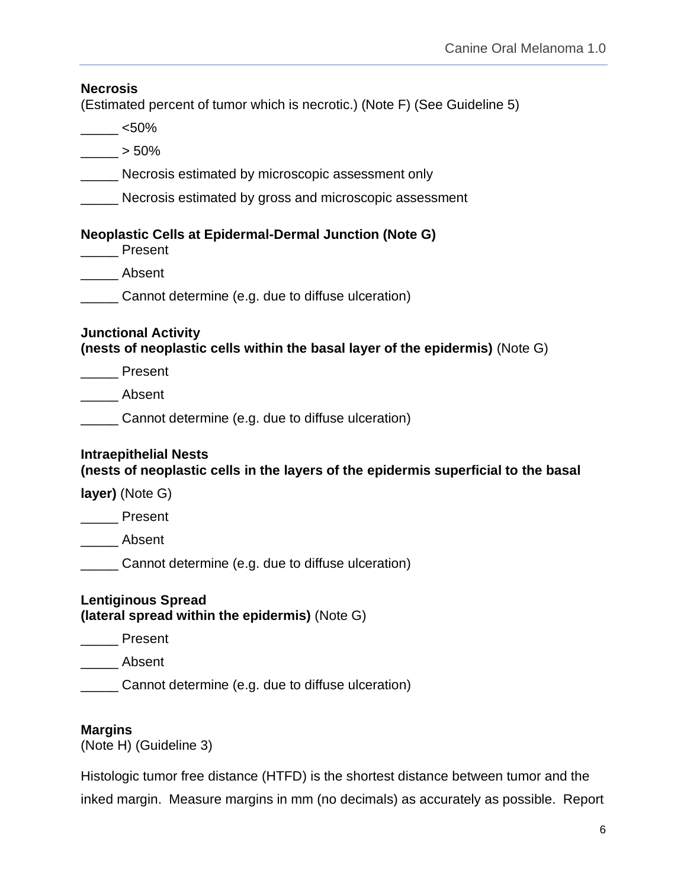**Necrosis**
(Estimated percent of tumor which is necrotic.) (Note F) (See Guideline 5)

_____ <50%

_____ > 50%

_____ Necrosis estimated by microscopic assessment only

_____ Necrosis estimated by gross and microscopic assessment

**Neoplastic Cells at Epidermal-Dermal Junction (Note G)**

_____ Present

_____ Absent

_____ Cannot determine (e.g. due to diffuse ulceration)

**Junctional Activity**
**(nests of neoplastic cells within the basal layer of the epidermis)** (Note G)

_____ Present

_____ Absent

_____ Cannot determine (e.g. due to diffuse ulceration)

**Intraepithelial Nests**
**(nests of neoplastic cells in the layers of the epidermis superficial to the basal layer)** (Note G)

_____ Present

_____ Absent

_____ Cannot determine (e.g. due to diffuse ulceration)

**Lentiginous Spread**
**(lateral spread within the epidermis)** (Note G)

_____ Present

_____ Absent

_____ Cannot determine (e.g. due to diffuse ulceration)

**Margins**
(Note H) (Guideline 3)

Histologic tumor free distance (HTFD) is the shortest distance between tumor and the inked margin. Measure margins in mm (no decimals) as accurately as possible. Report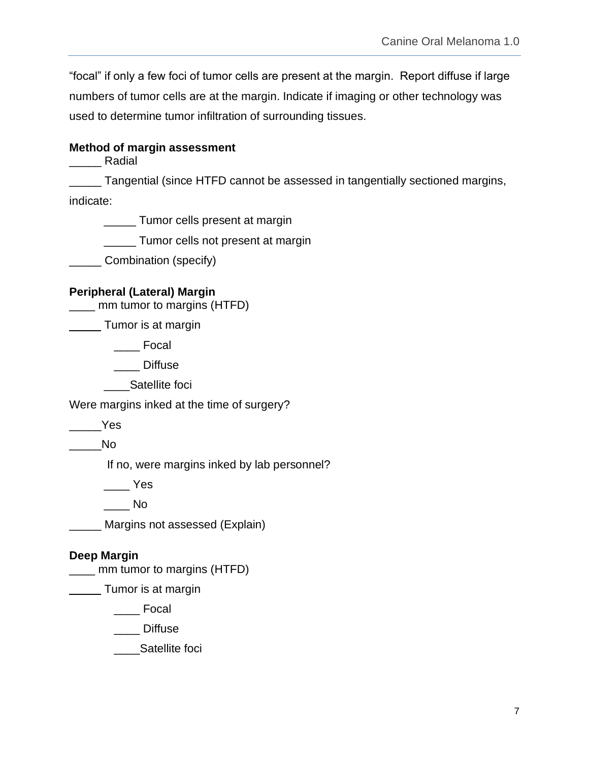"focal" if only a few foci of tumor cells are present at the margin. Report diffuse if large numbers of tumor cells are at the margin. Indicate if imaging or other technology was used to determine tumor infiltration of surrounding tissues.

**Method of margin assessment**

_____ Radial

_____ Tangential (since HTFD cannot be assessed in tangentially sectioned margins, indicate:

    _____ Tumor cells present at margin

    _____ Tumor cells not present at margin

_____ Combination (specify)

**Peripheral (Lateral) Margin**

____ mm tumor to margins (HTFD)

_____ Tumor is at margin

    ____ Focal

    ____ Diffuse

    ____Satellite foci

Were margins inked at the time of surgery?

_____Yes

_____No

    If no, were margins inked by lab personnel?

    ____ Yes

    ____ No

_____ Margins not assessed (Explain)

**Deep Margin**

____ mm tumor to margins (HTFD)

_____ Tumor is at margin

    ____ Focal

    ____ Diffuse

    ____Satellite foci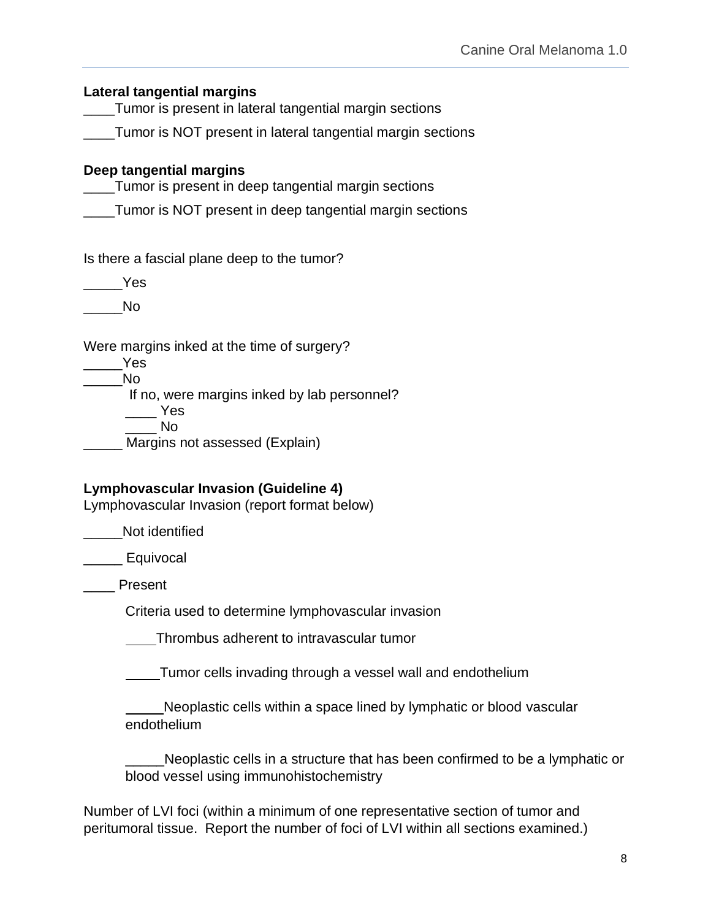**Lateral tangential margins**

____Tumor is present in lateral tangential margin sections

____Tumor is NOT present in lateral tangential margin sections

**Deep tangential margins**

____Tumor is present in deep tangential margin sections

____Tumor is NOT present in deep tangential margin sections

Is there a fascial plane deep to the tumor?

_____Yes

_____No

Were margins inked at the time of surgery?

_____Yes

_____No

    If no, were margins inked by lab personnel?

    ____ Yes

    ____ No

_____ Margins not assessed (Explain)

**Lymphovascular Invasion (Guideline 4)**

Lymphovascular Invasion (report format below)

_____Not identified

_____ Equivocal

____ Present

    Criteria used to determine lymphovascular invasion

    ____Thrombus adherent to intravascular tumor

    _____Tumor cells invading through a vessel wall and endothelium

    _____Neoplastic cells within a space lined by lymphatic or blood vascular endothelium

    _____Neoplastic cells in a structure that has been confirmed to be a lymphatic or blood vessel using immunohistochemistry

Number of LVI foci (within a minimum of one representative section of tumor and peritumoral tissue. Report the number of foci of LVI within all sections examined.)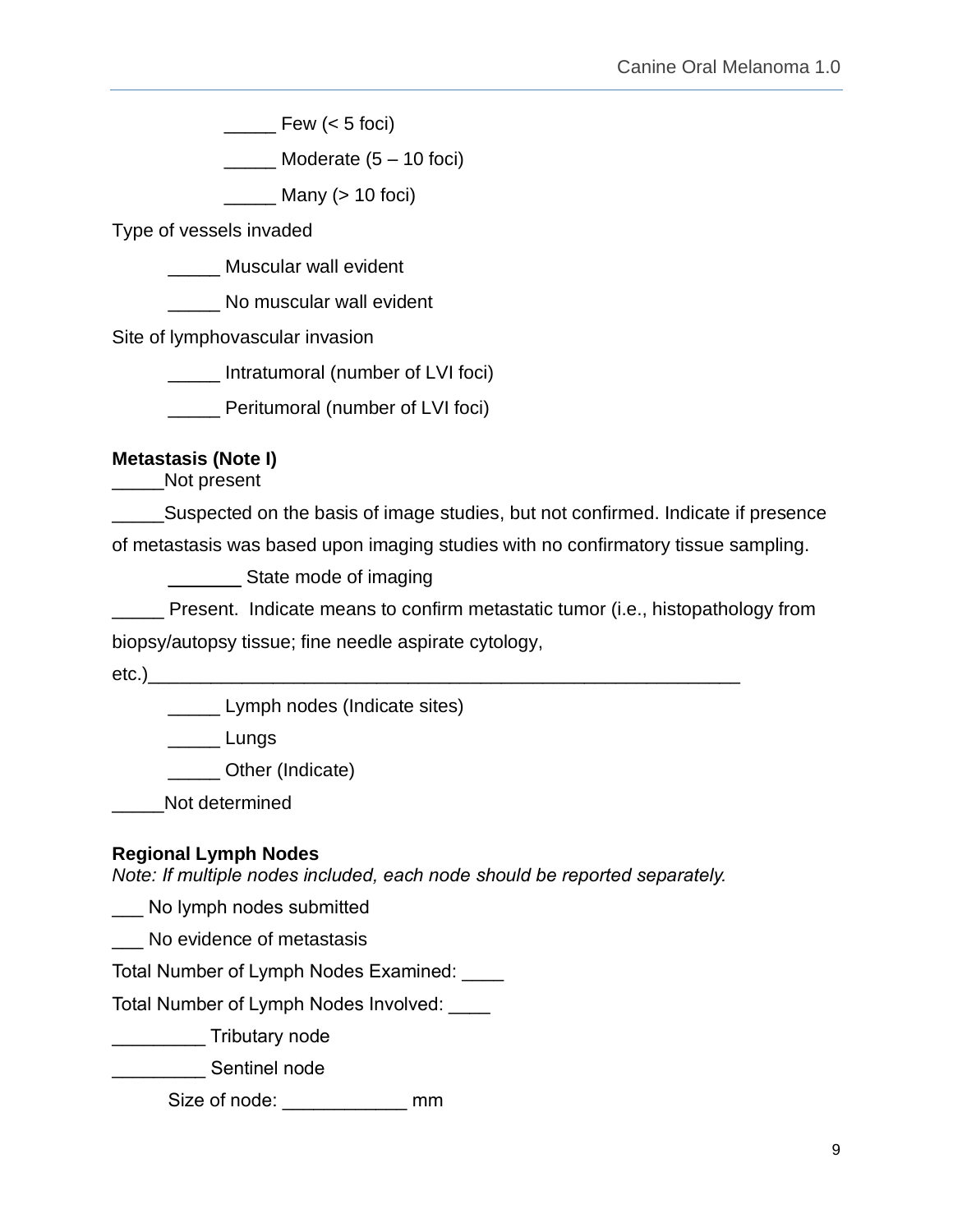_____ Few (< 5 foci)

_____ Moderate (5 – 10 foci)

_____ Many (> 10 foci)

Type of vessels invaded

_____ Muscular wall evident

_____ No muscular wall evident

Site of lymphovascular invasion

_____ Intratumoral (number of LVI foci)

_____ Peritumoral (number of LVI foci)

**Metastasis (Note I)**

_____Not present

_____Suspected on the basis of image studies, but not confirmed. Indicate if presence of metastasis was based upon imaging studies with no confirmatory tissue sampling.

_______ State mode of imaging

_____ Present. Indicate means to confirm metastatic tumor (i.e., histopathology from biopsy/autopsy tissue; fine needle aspirate cytology, etc.)___________________________________________________________

_____ Lymph nodes (Indicate sites)

_____ Lungs

_____ Other (Indicate)

_____Not determined

**Regional Lymph Nodes**

*Note: If multiple nodes included, each node should be reported separately.*

___ No lymph nodes submitted

___ No evidence of metastasis

Total Number of Lymph Nodes Examined: ____

Total Number of Lymph Nodes Involved: ____

_________ Tributary node

_________ Sentinel node

Size of node: ____________ mm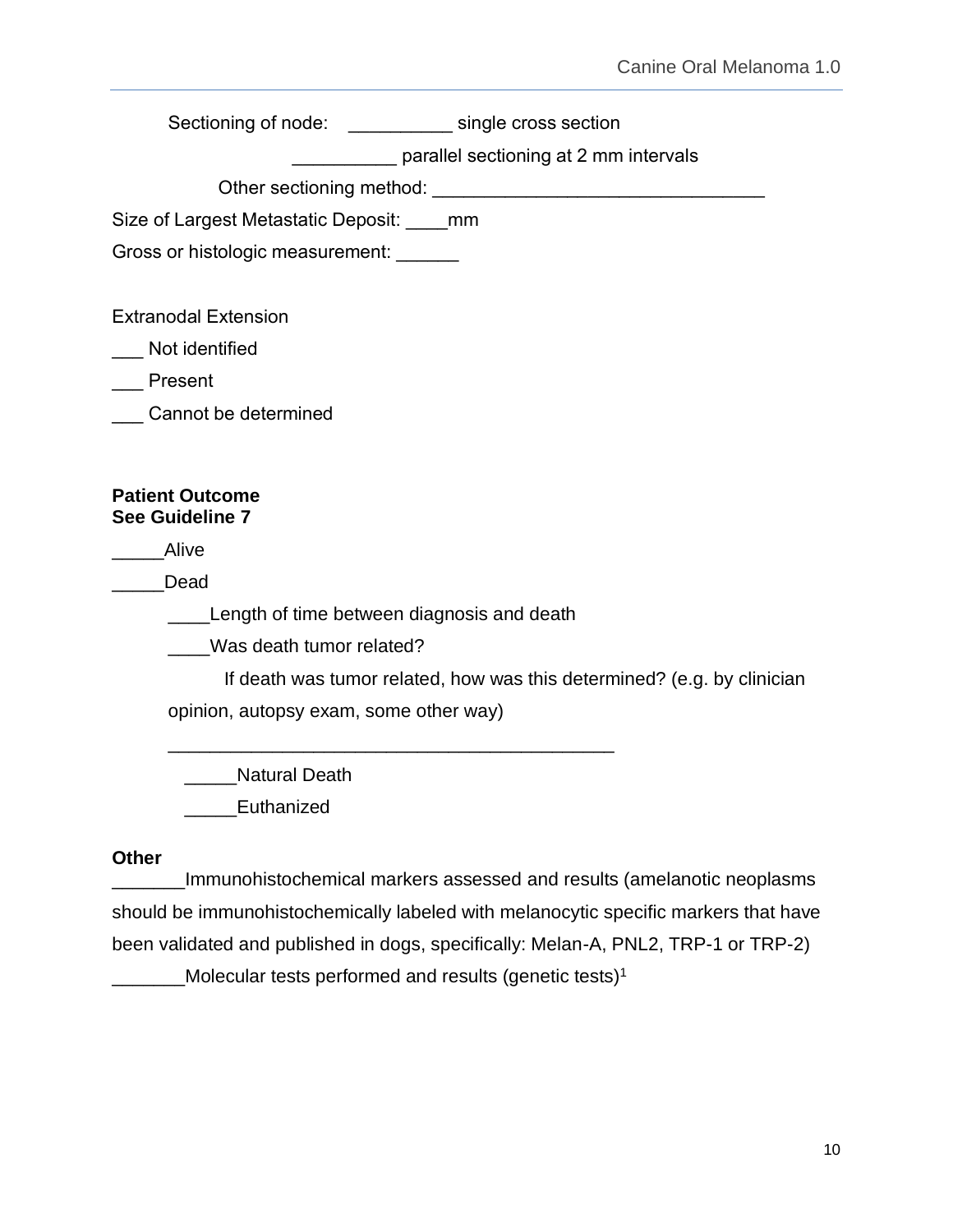Sectioning of node: __________ single cross section

__________ parallel sectioning at 2 mm intervals

Other sectioning method: ________________________________

Size of Largest Metastatic Deposit: ____mm

Gross or histologic measurement: ______

Extranodal Extension

___ Not identified

___ Present

___ Cannot be determined

**Patient Outcome**
**See Guideline 7**

_____Alive

_____Dead

____Length of time between diagnosis and death

____Was death tumor related?

If death was tumor related, how was this determined? (e.g. by clinician opinion, autopsy exam, some other way)

___________________________________________

_____Natural Death

_____Euthanized

**Other**

_______Immunohistochemical markers assessed and results (amelanotic neoplasms should be immunohistochemically labeled with melanocytic specific markers that have been validated and published in dogs, specifically: Melan-A, PNL2, TRP-1 or TRP-2)

_______Molecular tests performed and results (genetic tests)[1]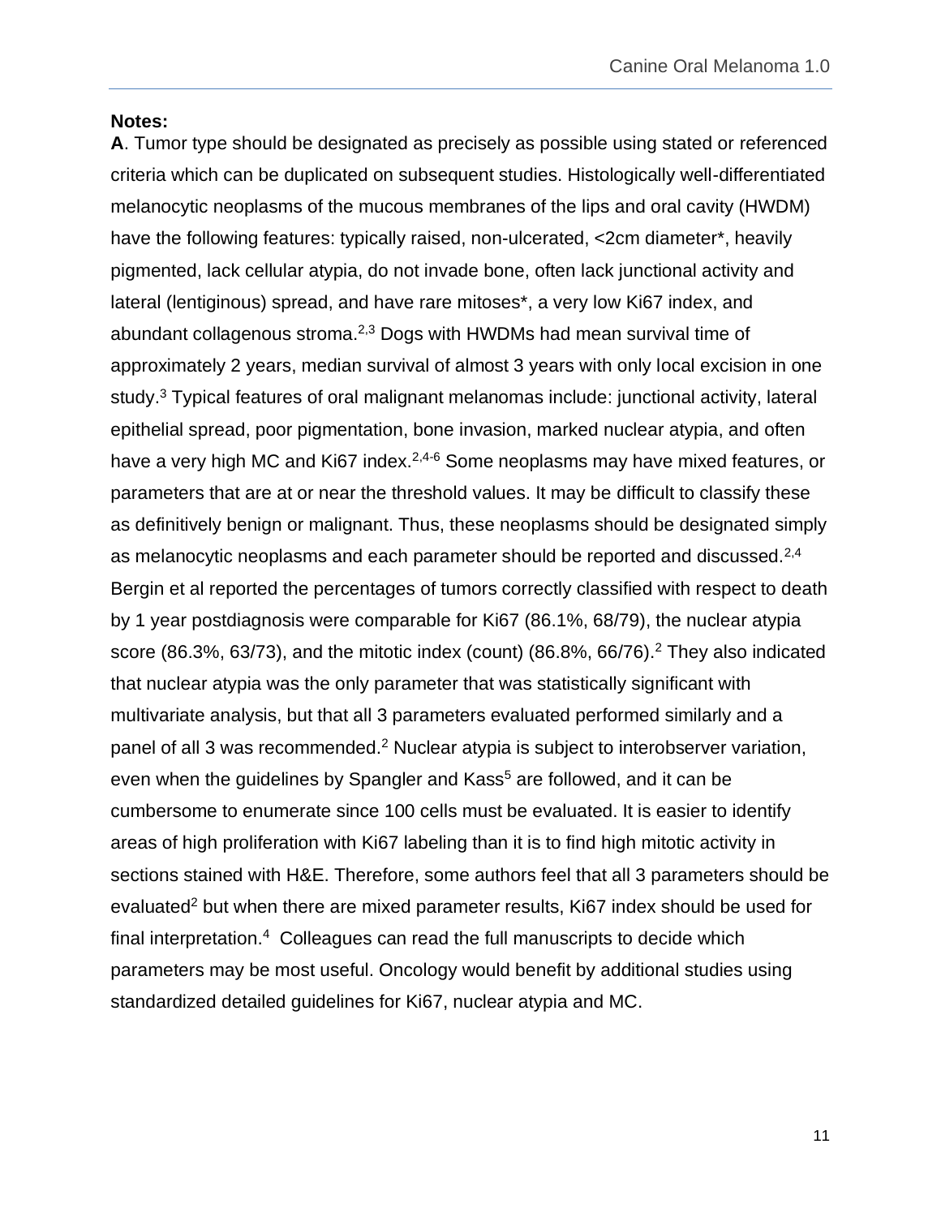**Notes:**

**A**. Tumor type should be designated as precisely as possible using stated or referenced criteria which can be duplicated on subsequent studies. Histologically well-differentiated melanocytic neoplasms of the mucous membranes of the lips and oral cavity (HWDM) have the following features: typically raised, non-ulcerated, <2cm diameter*, heavily pigmented, lack cellular atypia, do not invade bone, often lack junctional activity and lateral (lentiginous) spread, and have rare mitoses*, a very low Ki67 index, and abundant collagenous stroma.[2,3] Dogs with HWDMs had mean survival time of approximately 2 years, median survival of almost 3 years with only local excision in one study.[3] Typical features of oral malignant melanomas include: junctional activity, lateral epithelial spread, poor pigmentation, bone invasion, marked nuclear atypia, and often have a very high MC and Ki67 index.[2,4-6] Some neoplasms may have mixed features, or parameters that are at or near the threshold values. It may be difficult to classify these as definitively benign or malignant. Thus, these neoplasms should be designated simply as melanocytic neoplasms and each parameter should be reported and discussed.[2,4] Bergin et al reported the percentages of tumors correctly classified with respect to death by 1 year postdiagnosis were comparable for Ki67 (86.1%, 68/79), the nuclear atypia score (86.3%, 63/73), and the mitotic index (count) (86.8%, 66/76).[2] They also indicated that nuclear atypia was the only parameter that was statistically significant with multivariate analysis, but that all 3 parameters evaluated performed similarly and a panel of all 3 was recommended.[2] Nuclear atypia is subject to interobserver variation, even when the guidelines by Spangler and Kass[5] are followed, and it can be cumbersome to enumerate since 100 cells must be evaluated. It is easier to identify areas of high proliferation with Ki67 labeling than it is to find high mitotic activity in sections stained with H&E. Therefore, some authors feel that all 3 parameters should be evaluated[2] but when there are mixed parameter results, Ki67 index should be used for final interpretation.[4] Colleagues can read the full manuscripts to decide which parameters may be most useful. Oncology would benefit by additional studies using standardized detailed guidelines for Ki67, nuclear atypia and MC.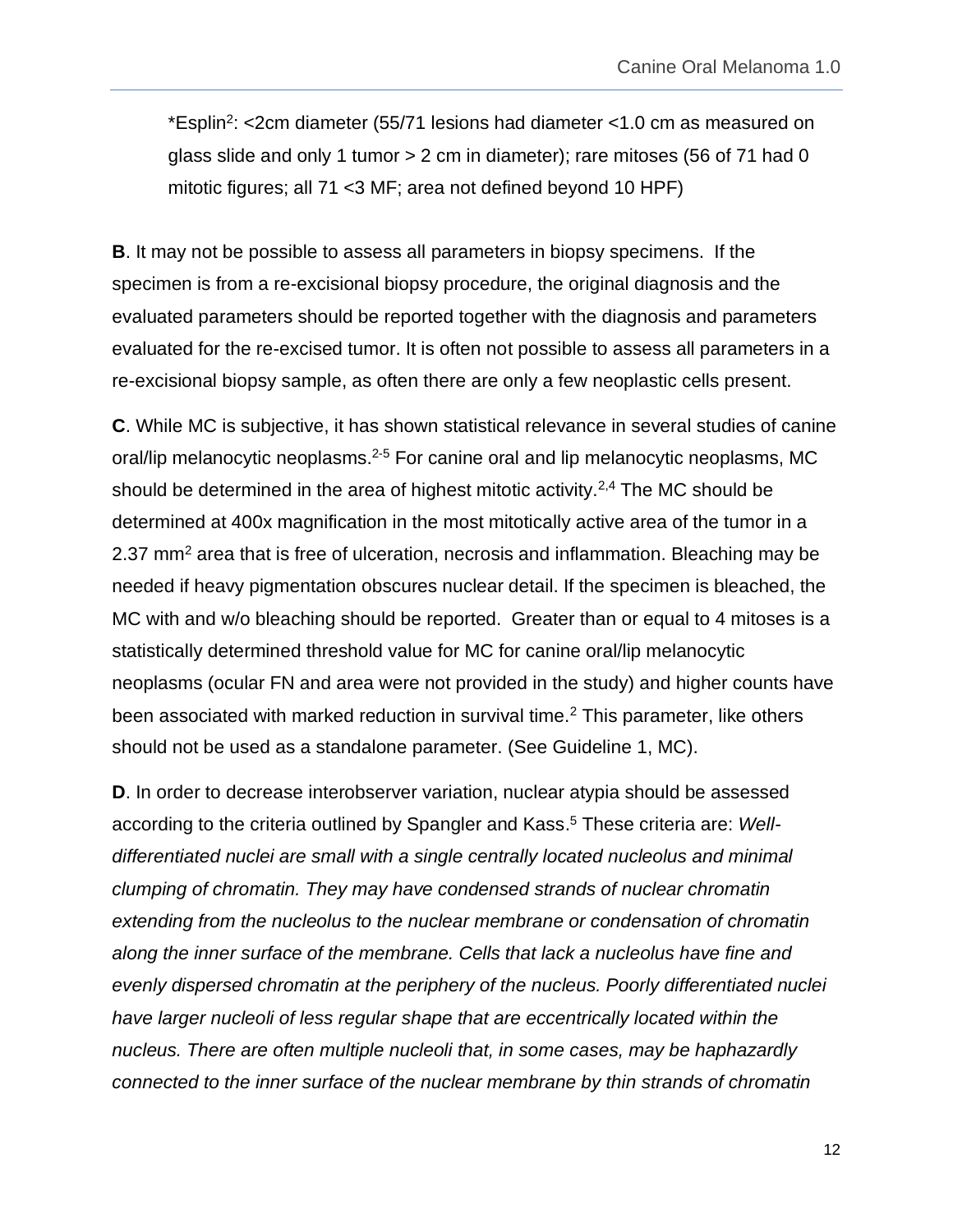*Esplin[2]: <2cm diameter (55/71 lesions had diameter <1.0 cm as measured on glass slide and only 1 tumor > 2 cm in diameter); rare mitoses (56 of 71 had 0 mitotic figures; all 71 <3 MF; area not defined beyond 10 HPF)

**B**. It may not be possible to assess all parameters in biopsy specimens. If the specimen is from a re-excisional biopsy procedure, the original diagnosis and the evaluated parameters should be reported together with the diagnosis and parameters evaluated for the re-excised tumor. It is often not possible to assess all parameters in a re-excisional biopsy sample, as often there are only a few neoplastic cells present.

**C**. While MC is subjective, it has shown statistical relevance in several studies of canine oral/lip melanocytic neoplasms.[2-5] For canine oral and lip melanocytic neoplasms, MC should be determined in the area of highest mitotic activity.[2,4] The MC should be determined at 400x magnification in the most mitotically active area of the tumor in a 2.37 $mm^2$ area that is free of ulceration, necrosis and inflammation. Bleaching may be needed if heavy pigmentation obscures nuclear detail. If the specimen is bleached, the MC with and w/o bleaching should be reported. Greater than or equal to 4 mitoses is a statistically determined threshold value for MC for canine oral/lip melanocytic neoplasms (ocular FN and area were not provided in the study) and higher counts have been associated with marked reduction in survival time.[2] This parameter, like others should not be used as a standalone parameter. (See Guideline 1, MC).

**D**. In order to decrease interobserver variation, nuclear atypia should be assessed according to the criteria outlined by Spangler and Kass.[5] These criteria are: *Well-differentiated nuclei are small with a single centrally located nucleolus and minimal clumping of chromatin. They may have condensed strands of nuclear chromatin extending from the nucleolus to the nuclear membrane or condensation of chromatin along the inner surface of the membrane. Cells that lack a nucleolus have fine and evenly dispersed chromatin at the periphery of the nucleus. Poorly differentiated nuclei have larger nucleoli of less regular shape that are eccentrically located within the nucleus. There are often multiple nucleoli that, in some cases, may be haphazardly connected to the inner surface of the nuclear membrane by thin strands of chromatin*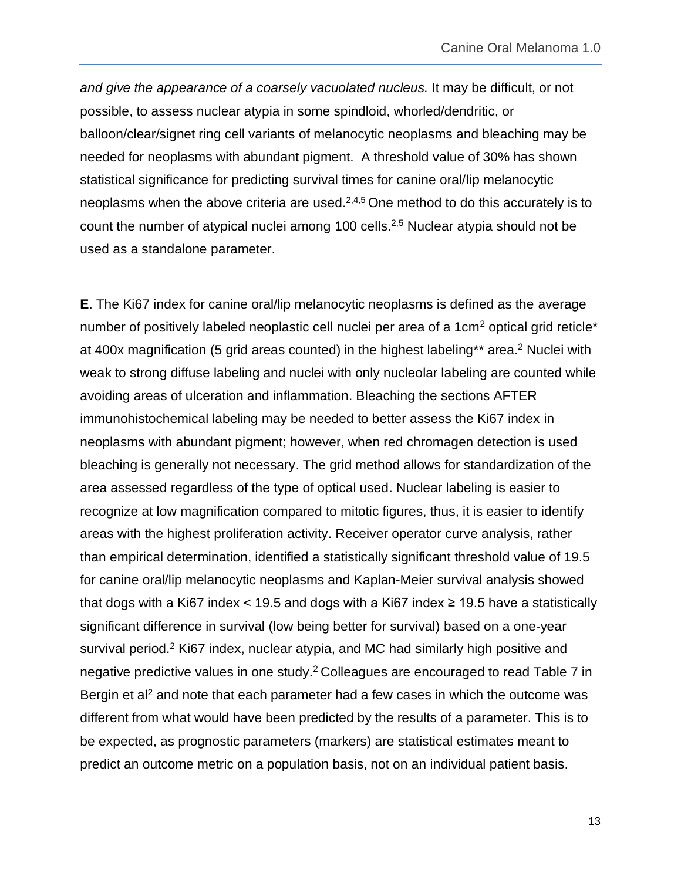*and give the appearance of a coarsely vacuolated nucleus.* It may be difficult, or not possible, to assess nuclear atypia in some spindloid, whorled/dendritic, or balloon/clear/signet ring cell variants of melanocytic neoplasms and bleaching may be needed for neoplasms with abundant pigment. A threshold value of 30% has shown statistical significance for predicting survival times for canine oral/lip melanocytic neoplasms when the above criteria are used.[2,4,5] One method to do this accurately is to count the number of atypical nuclei among 100 cells.[2,5] Nuclear atypia should not be used as a standalone parameter.

**E**. The Ki67 index for canine oral/lip melanocytic neoplasms is defined as the average number of positively labeled neoplastic cell nuclei per area of a 1cm$^2$ optical grid reticle* at 400x magnification (5 grid areas counted) in the highest labeling** area.[2] Nuclei with weak to strong diffuse labeling and nuclei with only nucleolar labeling are counted while avoiding areas of ulceration and inflammation. Bleaching the sections AFTER immunohistochemical labeling may be needed to better assess the Ki67 index in neoplasms with abundant pigment; however, when red chromagen detection is used bleaching is generally not necessary. The grid method allows for standardization of the area assessed regardless of the type of optical used. Nuclear labeling is easier to recognize at low magnification compared to mitotic figures, thus, it is easier to identify areas with the highest proliferation activity. Receiver operator curve analysis, rather than empirical determination, identified a statistically significant threshold value of 19.5 for canine oral/lip melanocytic neoplasms and Kaplan-Meier survival analysis showed that dogs with a Ki67 index $< 19.5$ and dogs with a Ki67 index $\geq 19.5$ have a statistically significant difference in survival (low being better for survival) based on a one-year survival period.[2] Ki67 index, nuclear atypia, and MC had similarly high positive and negative predictive values in one study.[2] Colleagues are encouraged to read Table 7 in Bergin et al[2] and note that each parameter had a few cases in which the outcome was different from what would have been predicted by the results of a parameter. This is to be expected, as prognostic parameters (markers) are statistical estimates meant to predict an outcome metric on a population basis, not on an individual patient basis.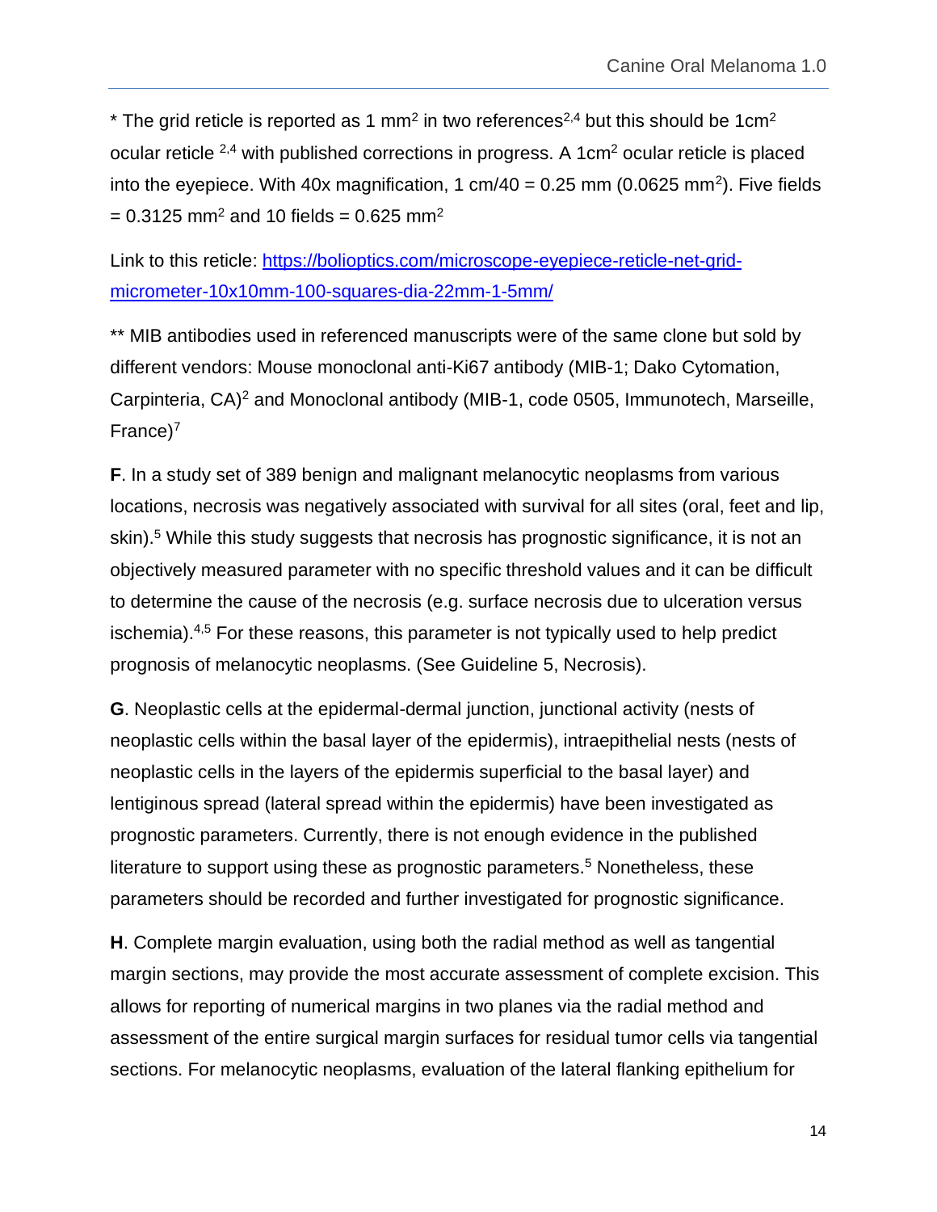* The grid reticle is reported as 1 $mm^2$ in two references[2,4] but this should be 1$cm^2$ ocular reticle [2,4] with published corrections in progress. A 1$cm^2$ ocular reticle is placed into the eyepiece. With 40x magnification, 1 cm/40 = 0.25 mm (0.0625 $mm^2$). Five fields = 0.3125 $mm^2$ and 10 fields = 0.625 $mm^2$

Link to this reticle: [https://bolioptics.com/microscope-eyepiece-reticle-net-grid-micrometer-10x10mm-100-squares-dia-22mm-1-5mm/](https://bolioptics.com/microscope-eyepiece-reticle-net-grid-micrometer-10x10mm-100-squares-dia-22mm-1-5mm/)

** MIB antibodies used in referenced manuscripts were of the same clone but sold by different vendors: Mouse monoclonal anti-Ki67 antibody (MIB-1; Dako Cytomation, Carpinteria, CA)[2] and Monoclonal antibody (MIB-1, code 0505, Immunotech, Marseille, France)[7]

**F**. In a study set of 389 benign and malignant melanocytic neoplasms from various locations, necrosis was negatively associated with survival for all sites (oral, feet and lip, skin).[5] While this study suggests that necrosis has prognostic significance, it is not an objectively measured parameter with no specific threshold values and it can be difficult to determine the cause of the necrosis (e.g. surface necrosis due to ulceration versus ischemia).[4,5] For these reasons, this parameter is not typically used to help predict prognosis of melanocytic neoplasms. (See Guideline 5, Necrosis).

**G**. Neoplastic cells at the epidermal-dermal junction, junctional activity (nests of neoplastic cells within the basal layer of the epidermis), intraepithelial nests (nests of neoplastic cells in the layers of the epidermis superficial to the basal layer) and lentiginous spread (lateral spread within the epidermis) have been investigated as prognostic parameters. Currently, there is not enough evidence in the published literature to support using these as prognostic parameters.[5] Nonetheless, these parameters should be recorded and further investigated for prognostic significance.

**H**. Complete margin evaluation, using both the radial method as well as tangential margin sections, may provide the most accurate assessment of complete excision. This allows for reporting of numerical margins in two planes via the radial method and assessment of the entire surgical margin surfaces for residual tumor cells via tangential sections. For melanocytic neoplasms, evaluation of the lateral flanking epithelium for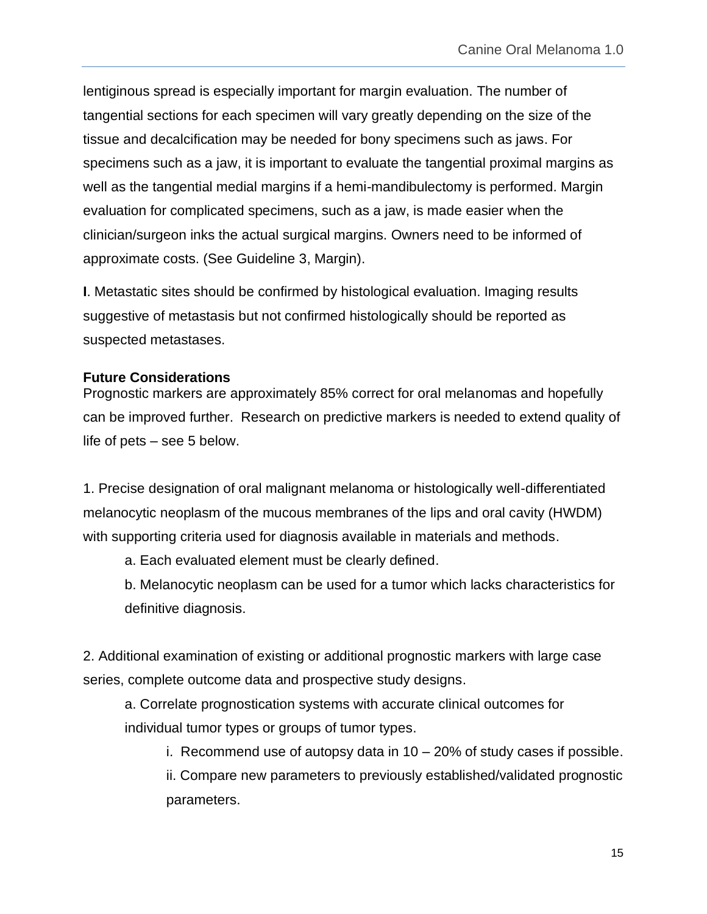lentiginous spread is especially important for margin evaluation. The number of tangential sections for each specimen will vary greatly depending on the size of the tissue and decalcification may be needed for bony specimens such as jaws. For specimens such as a jaw, it is important to evaluate the tangential proximal margins as well as the tangential medial margins if a hemi-mandibulectomy is performed. Margin evaluation for complicated specimens, such as a jaw, is made easier when the clinician/surgeon inks the actual surgical margins. Owners need to be informed of approximate costs. (See Guideline 3, Margin).

**I**. Metastatic sites should be confirmed by histological evaluation. Imaging results suggestive of metastasis but not confirmed histologically should be reported as suspected metastases.

**Future Considerations**

Prognostic markers are approximately 85% correct for oral melanomas and hopefully can be improved further. Research on predictive markers is needed to extend quality of life of pets – see 5 below.

1. Precise designation of oral malignant melanoma or histologically well-differentiated melanocytic neoplasm of the mucous membranes of the lips and oral cavity (HWDM) with supporting criteria used for diagnosis available in materials and methods.

    a. Each evaluated element must be clearly defined.

    b. Melanocytic neoplasm can be used for a tumor which lacks characteristics for definitive diagnosis.

2. Additional examination of existing or additional prognostic markers with large case series, complete outcome data and prospective study designs.

    a. Correlate prognostication systems with accurate clinical outcomes for individual tumor types or groups of tumor types.

        i. Recommend use of autopsy data in 10 – 20% of study cases if possible.

        ii. Compare new parameters to previously established/validated prognostic parameters.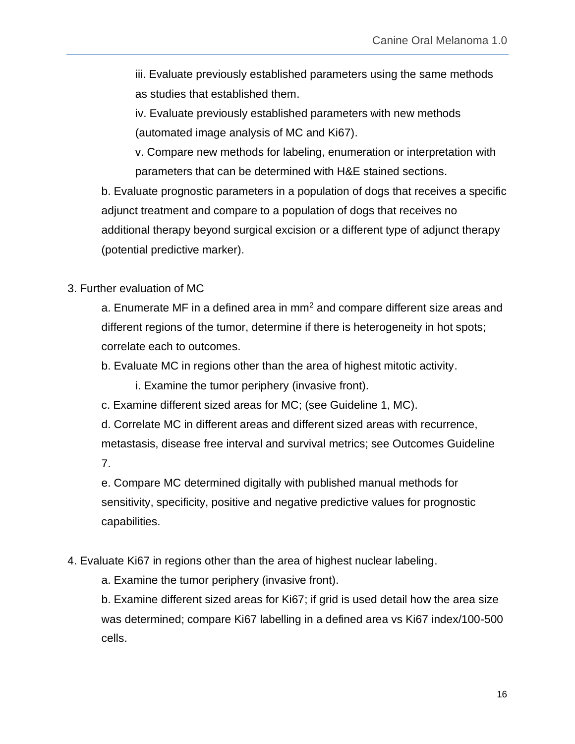iii. Evaluate previously established parameters using the same methods as studies that established them.

iv. Evaluate previously established parameters with new methods (automated image analysis of MC and Ki67).

v. Compare new methods for labeling, enumeration or interpretation with parameters that can be determined with H&E stained sections.

b. Evaluate prognostic parameters in a population of dogs that receives a specific adjunct treatment and compare to a population of dogs that receives no additional therapy beyond surgical excision or a different type of adjunct therapy (potential predictive marker).

3. Further evaluation of MC

 a. Enumerate MF in a defined area in $mm^2$ and compare different size areas and different regions of the tumor, determine if there is heterogeneity in hot spots; correlate each to outcomes.

 b. Evaluate MC in regions other than the area of highest mitotic activity.

  i. Examine the tumor periphery (invasive front).

 c. Examine different sized areas for MC; (see Guideline 1, MC).

 d. Correlate MC in different areas and different sized areas with recurrence, metastasis, disease free interval and survival metrics; see Outcomes Guideline 7.

 e. Compare MC determined digitally with published manual methods for sensitivity, specificity, positive and negative predictive values for prognostic capabilities.

4. Evaluate Ki67 in regions other than the area of highest nuclear labeling.

 a. Examine the tumor periphery (invasive front).

 b. Examine different sized areas for Ki67; if grid is used detail how the area size was determined; compare Ki67 labelling in a defined area vs Ki67 index/100-500 cells.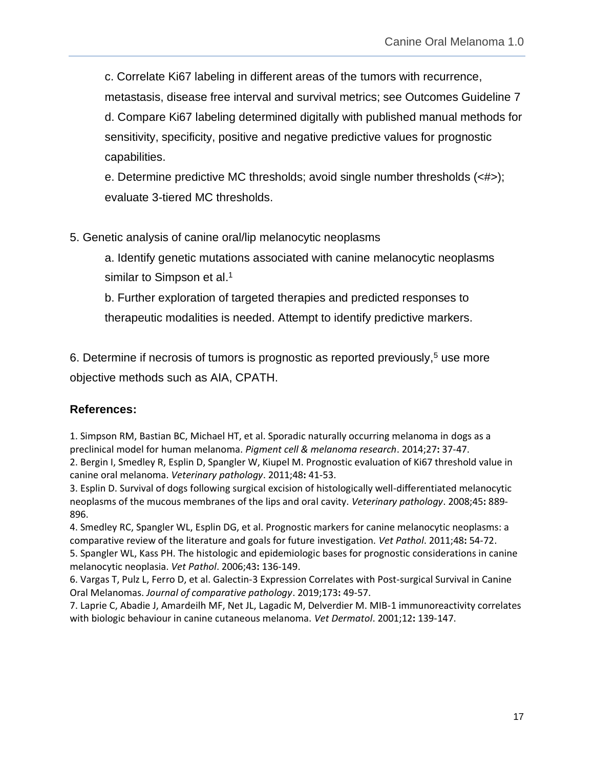c. Correlate Ki67 labeling in different areas of the tumors with recurrence, metastasis, disease free interval and survival metrics; see Outcomes Guideline 7

d. Compare Ki67 labeling determined digitally with published manual methods for sensitivity, specificity, positive and negative predictive values for prognostic capabilities.

e. Determine predictive MC thresholds; avoid single number thresholds (<#>); evaluate 3-tiered MC thresholds.

5. Genetic analysis of canine oral/lip melanocytic neoplasms

a. Identify genetic mutations associated with canine melanocytic neoplasms similar to Simpson et al.[1]

b. Further exploration of targeted therapies and predicted responses to therapeutic modalities is needed. Attempt to identify predictive markers.

6. Determine if necrosis of tumors is prognostic as reported previously,[5] use more objective methods such as AIA, CPATH.

### References:

1. Simpson RM, Bastian BC, Michael HT, et al. Sporadic naturally occurring melanoma in dogs as a preclinical model for human melanoma. *Pigment cell & melanoma research*. 2014;27**:** 37-47.
2. Bergin I, Smedley R, Esplin D, Spangler W, Kiupel M. Prognostic evaluation of Ki67 threshold value in canine oral melanoma. *Veterinary pathology*. 2011;48**:** 41-53.
3. Esplin D. Survival of dogs following surgical excision of histologically well-differentiated melanocytic neoplasms of the mucous membranes of the lips and oral cavity. *Veterinary pathology*. 2008;45**:** 889-896.
4. Smedley RC, Spangler WL, Esplin DG, et al. Prognostic markers for canine melanocytic neoplasms: a comparative review of the literature and goals for future investigation. *Vet Pathol*. 2011;48**:** 54-72.
5. Spangler WL, Kass PH. The histologic and epidemiologic bases for prognostic considerations in canine melanocytic neoplasia. *Vet Pathol*. 2006;43**:** 136-149.
6. Vargas T, Pulz L, Ferro D, et al. Galectin-3 Expression Correlates with Post-surgical Survival in Canine Oral Melanomas. *Journal of comparative pathology*. 2019;173**:** 49-57.
7. Laprie C, Abadie J, Amardeilh MF, Net JL, Lagadic M, Delverdier M. MIB-1 immunoreactivity correlates with biologic behaviour in canine cutaneous melanoma. *Vet Dermatol*. 2001;12**:** 139-147.